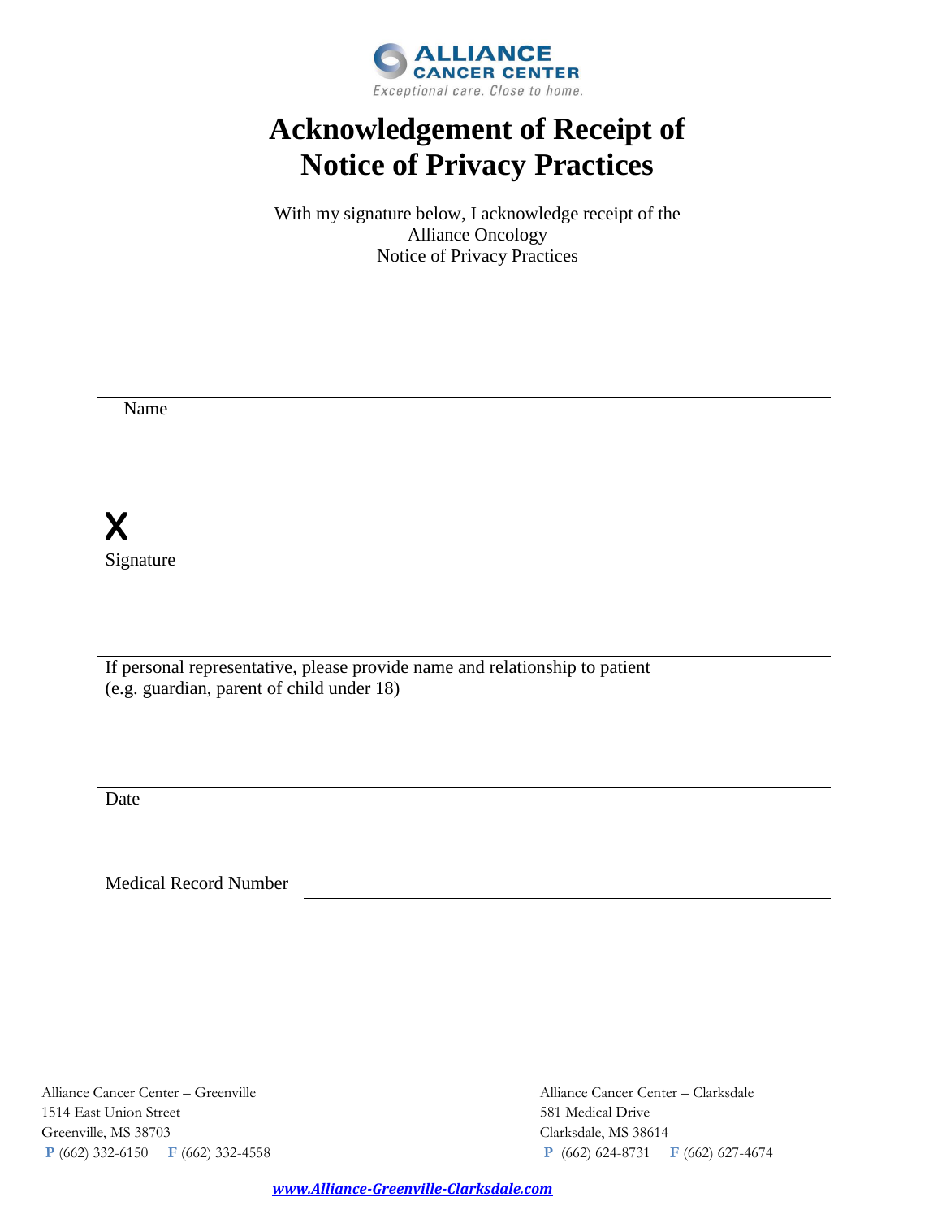**ALLIANCE CANCER CENTER**
*Exceptional care. Close to home.*

# Acknowledgement of Receipt of Notice of Privacy Practices

With my signature below, I acknowledge receipt of the
Alliance Oncology
Notice of Privacy Practices

\_\_\_\_\_\_\_\_\_\_\_\_\_\_\_\_\_\_\_\_\_\_\_\_\_\_\_\_\_\_\_\_\_\_\_\_\_\_\_\_\_\_\_\_\_\_\_\_\_\_\_\_\_\_
Name

**X** \_\_\_\_\_\_\_\_\_\_\_\_\_\_\_\_\_\_\_\_\_\_\_\_\_\_\_\_\_\_\_\_\_\_\_\_\_\_\_\_\_\_\_\_\_\_\_\_\_\_\_\_\_\_
Signature

\_\_\_\_\_\_\_\_\_\_\_\_\_\_\_\_\_\_\_\_\_\_\_\_\_\_\_\_\_\_\_\_\_\_\_\_\_\_\_\_\_\_\_\_\_\_\_\_\_\_\_\_\_\_
If personal representative, please provide name and relationship to patient
(e.g. guardian, parent of child under 18)

\_\_\_\_\_\_\_\_\_\_\_\_\_\_\_\_\_\_\_\_\_\_\_\_\_\_\_\_\_\_\_\_\_\_\_\_\_\_\_\_\_\_\_\_\_\_\_\_\_\_\_\_\_\_
Date

Medical Record Number \_\_\_\_\_\_\_\_\_\_\_\_\_\_\_\_\_\_\_\_\_\_\_\_\_\_\_\_\_\_\_\_\_\_\_\_\_\_\_\_

Alliance Cancer Center – Greenville
1514 East Union Street
Greenville, MS 38703
**P** (662) 332-6150 **F** (662) 332-4558

Alliance Cancer Center – Clarksdale
581 Medical Drive
Clarksdale, MS 38614
**P** (662) 624-8731 **F** (662) 627-4674

***www.Alliance-Greenville-Clarksdale.com***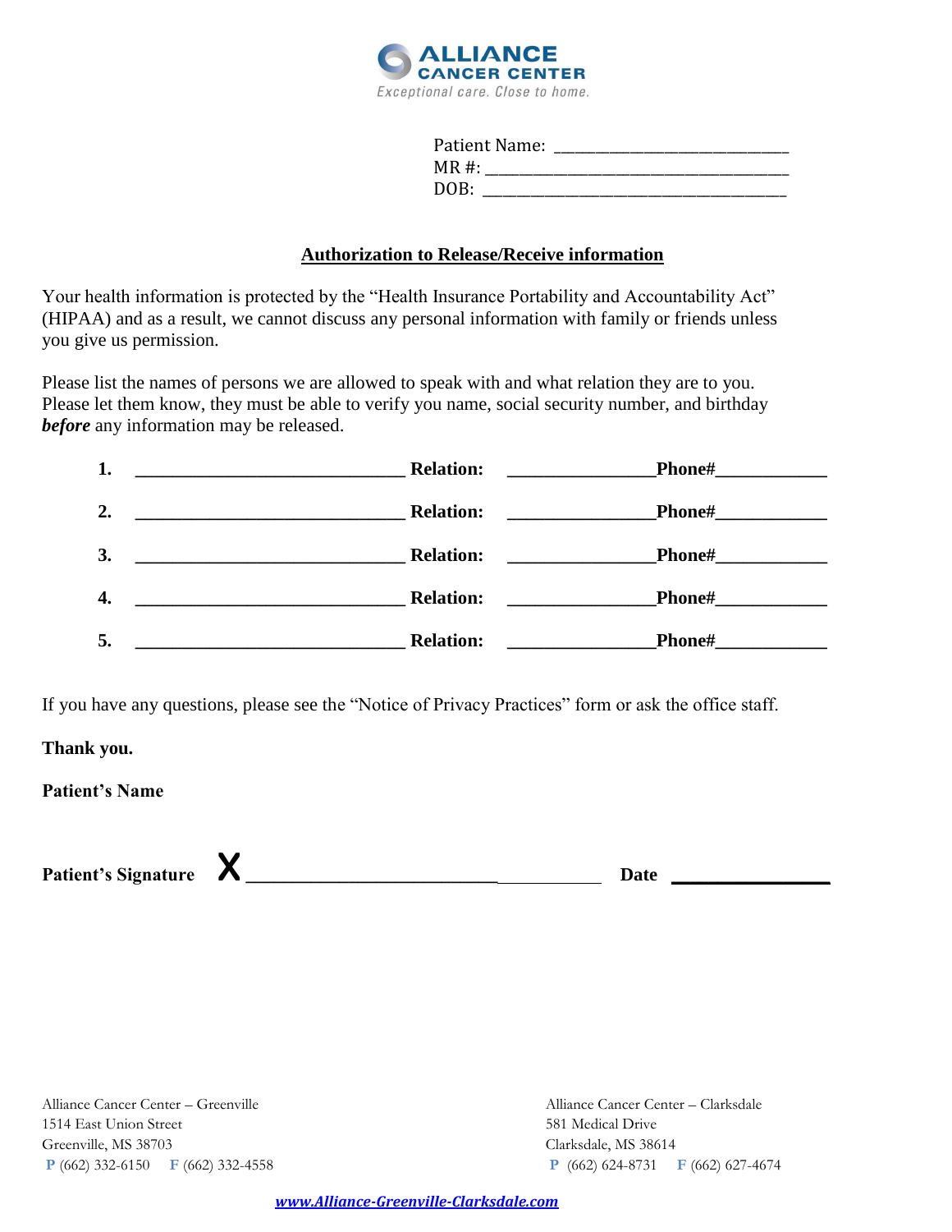**ALLIANCE CANCER CENTER**
Exceptional care. Close to home.

Patient Name: ___________________________
MR #: ___________________________________
DOB: ___________________________________

## Authorization to Release/Receive information

Your health information is protected by the "Health Insurance Portability and Accountability Act" (HIPAA) and as a result, we cannot discuss any personal information with family or friends unless you give us permission.

Please list the names of persons we are allowed to speak with and what relation they are to you. Please let them know, they must be able to verify you name, social security number, and birthday ***before*** any information may be released.

**1.** _____________________________ **Relation:** _______________**Phone#**___________

**2.** _____________________________ **Relation:** _______________**Phone#**___________

**3.** _____________________________ **Relation:** _______________**Phone#**___________

**4.** _____________________________ **Relation:** _______________**Phone#**___________

**5.** _____________________________ **Relation:** _______________**Phone#**___________

If you have any questions, please see the "Notice of Privacy Practices" form or ask the office staff.

**Thank you.**

**Patient's Name**

**Patient's Signature** **X** ____________________________________ **Date** _______________

Alliance Cancer Center – Greenville
1514 East Union Street
Greenville, MS 38703
**P** (662) 332-6150 **F** (662) 332-4558

Alliance Cancer Center – Clarksdale
581 Medical Drive
Clarksdale, MS 38614
**P** (662) 624-8731 **F** (662) 627-4674

***www.Alliance-Greenville-Clarksdale.com***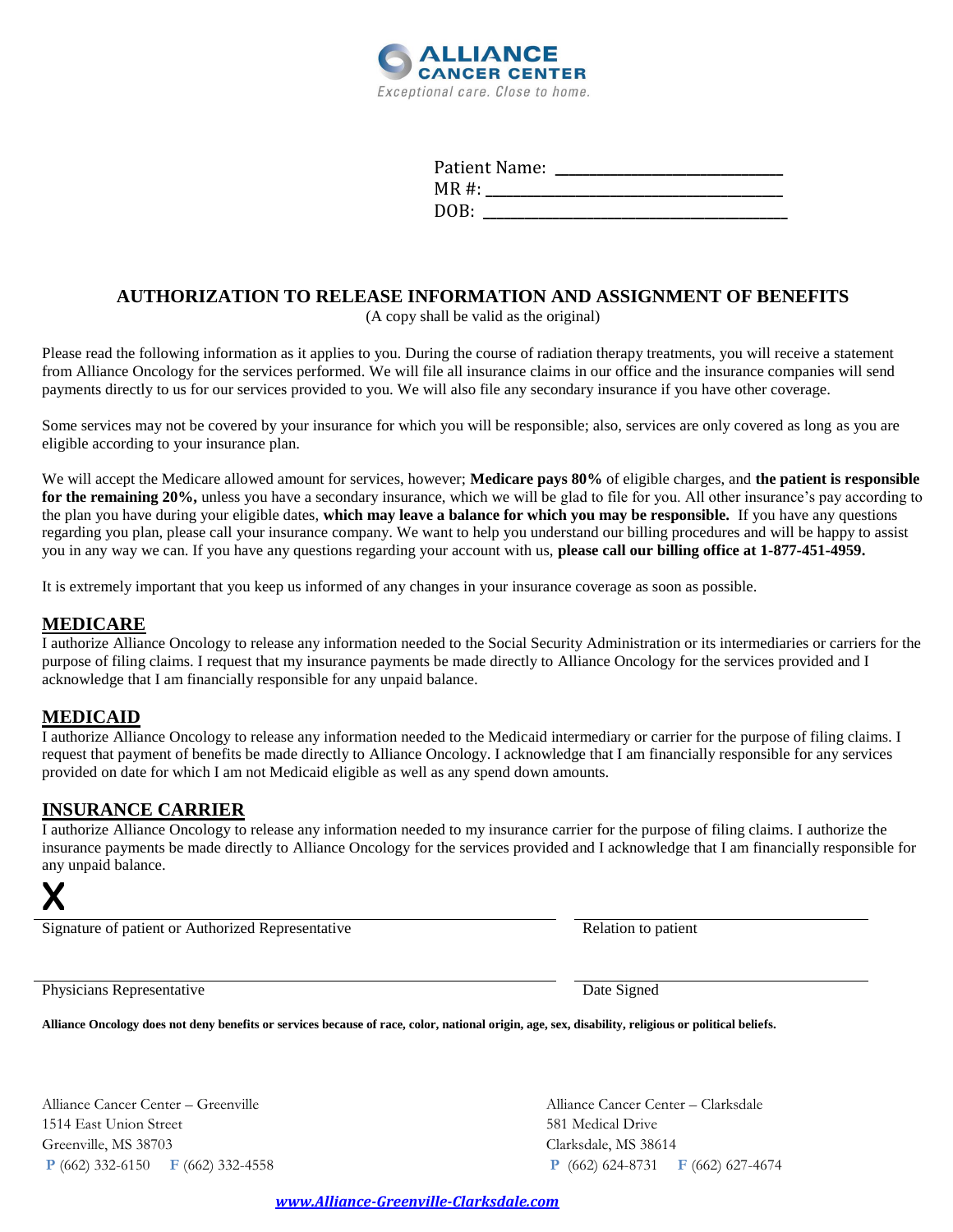**ALLIANCE CANCER CENTER**
*Exceptional care. Close to home.*

Patient Name: ______________________________
MR #: ______________________________________
DOB: ______________________________________

## AUTHORIZATION TO RELEASE INFORMATION AND ASSIGNMENT OF BENEFITS

(A copy shall be valid as the original)

Please read the following information as it applies to you. During the course of radiation therapy treatments, you will receive a statement from Alliance Oncology for the services performed. We will file all insurance claims in our office and the insurance companies will send payments directly to us for our services provided to you. We will also file any secondary insurance if you have other coverage.

Some services may not be covered by your insurance for which you will be responsible; also, services are only covered as long as you are eligible according to your insurance plan.

We will accept the Medicare allowed amount for services, however; **Medicare pays 80%** of eligible charges, and **the patient is responsible for the remaining 20%,** unless you have a secondary insurance, which we will be glad to file for you. All other insurance's pay according to the plan you have during your eligible dates, **which may leave a balance for which you may be responsible.** If you have any questions regarding you plan, please call your insurance company. We want to help you understand our billing procedures and will be happy to assist you in any way we can. If you have any questions regarding your account with us, **please call our billing office at 1-877-451-4959.**

It is extremely important that you keep us informed of any changes in your insurance coverage as soon as possible.

### MEDICARE

I authorize Alliance Oncology to release any information needed to the Social Security Administration or its intermediaries or carriers for the purpose of filing claims. I request that my insurance payments be made directly to Alliance Oncology for the services provided and I acknowledge that I am financially responsible for any unpaid balance.

### MEDICAID

I authorize Alliance Oncology to release any information needed to the Medicaid intermediary or carrier for the purpose of filing claims. I request that payment of benefits be made directly to Alliance Oncology. I acknowledge that I am financially responsible for any services provided on date for which I am not Medicaid eligible as well as any spend down amounts.

### INSURANCE CARRIER

I authorize Alliance Oncology to release any information needed to my insurance carrier for the purpose of filing claims. I authorize the insurance payments be made directly to Alliance Oncology for the services provided and I acknowledge that I am financially responsible for any unpaid balance.

**X** ______________________________________________ ______________________________
Signature of patient or Authorized Representative | Relation to patient

______________________________________________ ______________________________
Physicians Representative | Date Signed

**Alliance Oncology does not deny benefits or services because of race, color, national origin, age, sex, disability, religious or political beliefs.**

Alliance Cancer Center – Greenville
1514 East Union Street
Greenville, MS 38703
**P** (662) 332-6150 **F** (662) 332-4558

Alliance Cancer Center – Clarksdale
581 Medical Drive
Clarksdale, MS 38614
**P** (662) 624-8731 **F** (662) 627-4674

***www.Alliance-Greenville-Clarksdale.com***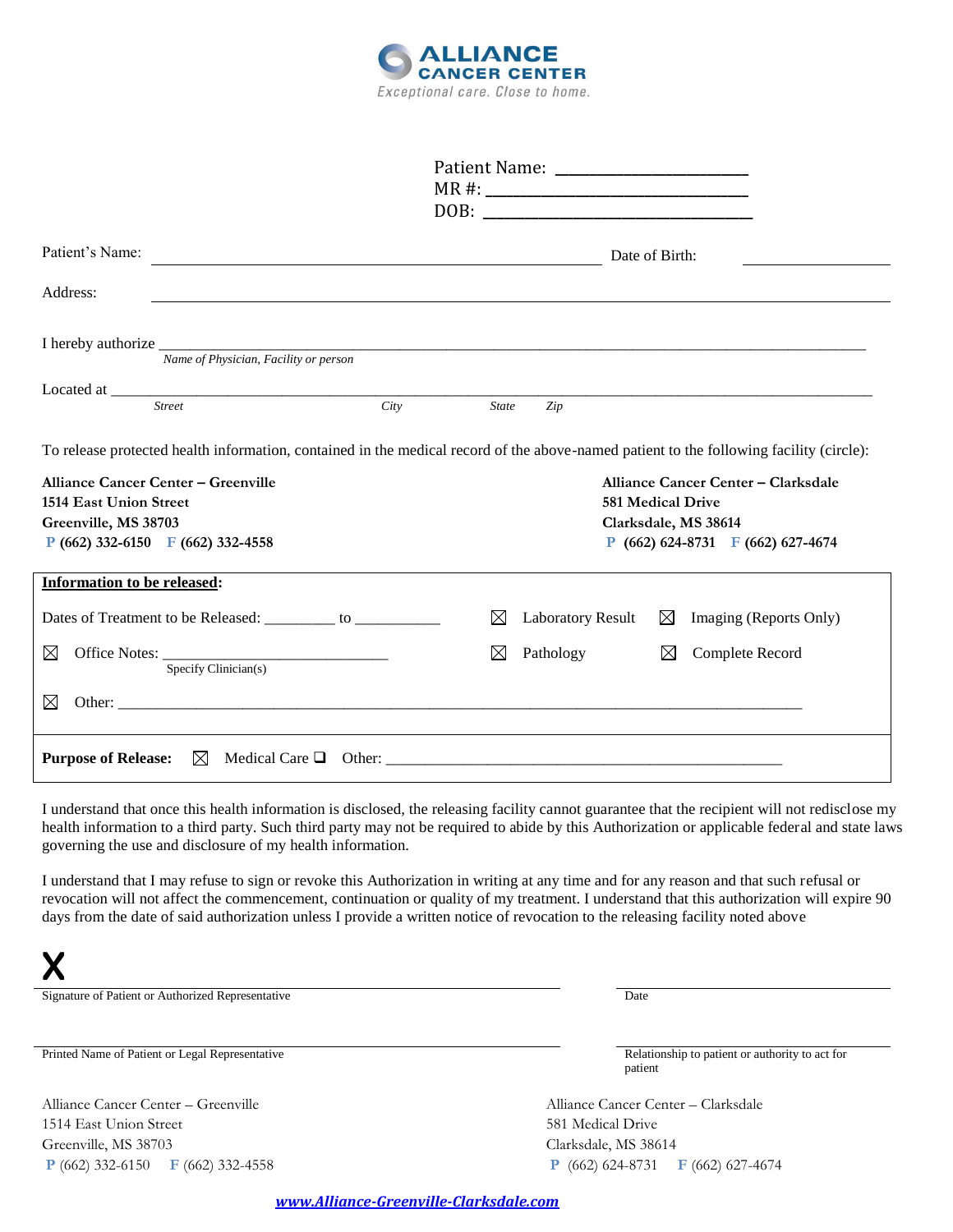**ALLIANCE CANCER CENTER**
*Exceptional care. Close to home.*

Patient Name: ______________________
MR #: ______________________________
DOB: ______________________________

Patient's Name: ____________________________________________ Date of Birth: ______________

Address: ___________________________________________________________________________

I hereby authorize ___________________________________________________________________
*Name of Physician, Facility or person*

Located at _________________________________________________________________________
*Street* *City* *State* *Zip*

To release protected health information, contained in the medical record of the above-named patient to the following facility (circle):

**Alliance Cancer Center – Greenville**
**1514 East Union Street**
**Greenville, MS 38703**
**P (662) 332-6150 F (662) 332-4558**

**Alliance Cancer Center – Clarksdale**
**581 Medical Drive**
**Clarksdale, MS 38614**
**P (662) 624-8731 F (662) 627-4674**

**Information to be released:**

Dates of Treatment to be Released: _________ to ___________

☒ Laboratory Result ☒ Imaging (Reports Only)

☒ Office Notes: ____________________________
Specify Clinician(s)

☒ Pathology ☒ Complete Record

☒ Other: ___________________________________________________________________________

**Purpose of Release:** ☒ Medical Care ❑ Other: _____________________________________________

I understand that once this health information is disclosed, the releasing facility cannot guarantee that the recipient will not redisclose my health information to a third party. Such third party may not be required to abide by this Authorization or applicable federal and state laws governing the use and disclosure of my health information.

I understand that I may refuse to sign or revoke this Authorization in writing at any time and for any reason and that such refusal or revocation will not affect the commencement, continuation or quality of my treatment. I understand that this authorization will expire 90 days from the date of said authorization unless I provide a written notice of revocation to the releasing facility noted above

**X** ____________________________________________________ ______________________
Signature of Patient or Authorized Representative Date

____________________________________________________ ______________________
Printed Name of Patient or Legal Representative Relationship to patient or authority to act for patient

Alliance Cancer Center – Greenville
1514 East Union Street
Greenville, MS 38703
P (662) 332-6150 F (662) 332-4558

Alliance Cancer Center – Clarksdale
581 Medical Drive
Clarksdale, MS 38614
P (662) 624-8731 F (662) 627-4674

[www.Alliance-Greenville-Clarksdale.com](http://www.Alliance-Greenville-Clarksdale.com)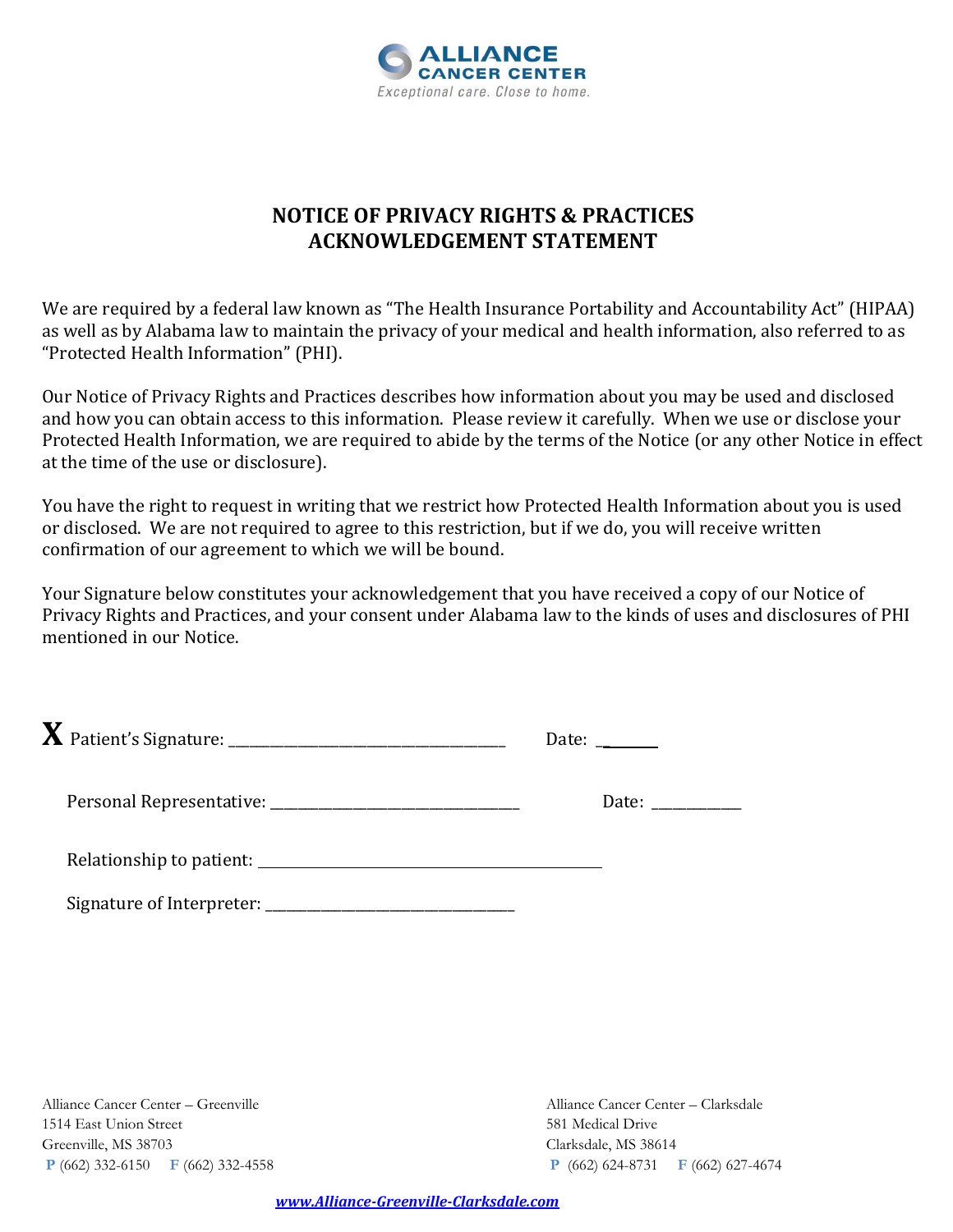ALLIANCE CANCER CENTER

*Exceptional care. Close to home.*

# NOTICE OF PRIVACY RIGHTS & PRACTICES ACKNOWLEDGEMENT STATEMENT

We are required by a federal law known as "The Health Insurance Portability and Accountability Act" (HIPAA) as well as by Alabama law to maintain the privacy of your medical and health information, also referred to as "Protected Health Information" (PHI).

Our Notice of Privacy Rights and Practices describes how information about you may be used and disclosed and how you can obtain access to this information. Please review it carefully. When we use or disclose your Protected Health Information, we are required to abide by the terms of the Notice (or any other Notice in effect at the time of the use or disclosure).

You have the right to request in writing that we restrict how Protected Health Information about you is used or disclosed. We are not required to agree to this restriction, but if we do, you will receive written confirmation of our agreement to which we will be bound.

Your Signature below constitutes your acknowledgement that you have received a copy of our Notice of Privacy Rights and Practices, and your consent under Alabama law to the kinds of uses and disclosures of PHI mentioned in our Notice.

**X** Patient's Signature: ______________________________ Date: ________

Personal Representative: ______________________________ Date: ___________

Relationship to patient: ______________________________

Signature of Interpreter: ______________________________

Alliance Cancer Center – Greenville
1514 East Union Street
Greenville, MS 38703
**P** (662) 332-6150 **F** (662) 332-4558

Alliance Cancer Center – Clarksdale
581 Medical Drive
Clarksdale, MS 38614
**P** (662) 624-8731 **F** (662) 627-4674

***www.Alliance-Greenville-Clarksdale.com***